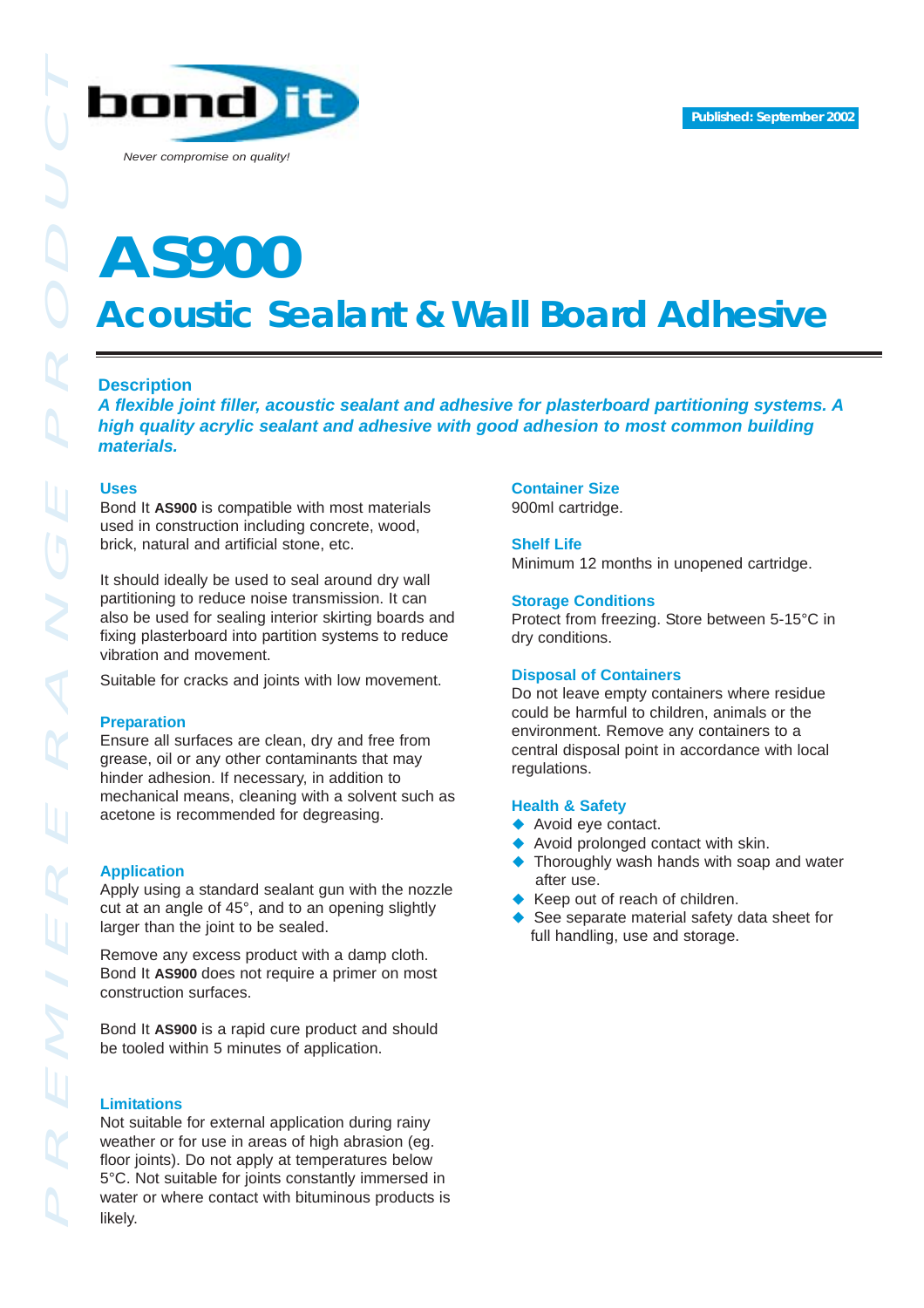bond it

*Never compromise on quality!*

**Published: September 2002**

# AS900

## Acoustic Sealant & Wall Board Adhesive

### Description

***A flexible joint filler, acoustic sealant and adhesive for plasterboard partitioning systems. A high quality acrylic sealant and adhesive with good adhesion to most common building materials.***

### Uses

Bond It **AS900** is compatible with most materials used in construction including concrete, wood, brick, natural and artificial stone, etc.

It should ideally be used to seal around dry wall partitioning to reduce noise transmission. It can also be used for sealing interior skirting boards and fixing plasterboard into partition systems to reduce vibration and movement.

Suitable for cracks and joints with low movement.

### Preparation

Ensure all surfaces are clean, dry and free from grease, oil or any other contaminants that may hinder adhesion. If necessary, in addition to mechanical means, cleaning with a solvent such as acetone is recommended for degreasing.

### Application

Apply using a standard sealant gun with the nozzle cut at an angle of 45°, and to an opening slightly larger than the joint to be sealed.

Remove any excess product with a damp cloth. Bond It **AS900** does not require a primer on most construction surfaces.

Bond It **AS900** is a rapid cure product and should be tooled within 5 minutes of application.

### Limitations

Not suitable for external application during rainy weather or for use in areas of high abrasion (eg. floor joints). Do not apply at temperatures below 5°C. Not suitable for joints constantly immersed in water or where contact with bituminous products is likely.

### Container Size

900ml cartridge.

### Shelf Life

Minimum 12 months in unopened cartridge.

### Storage Conditions

Protect from freezing. Store between 5-15°C in dry conditions.

### Disposal of Containers

Do not leave empty containers where residue could be harmful to children, animals or the environment. Remove any containers to a central disposal point in accordance with local regulations.

### Health & Safety

- Avoid eye contact.
- Avoid prolonged contact with skin.
- Thoroughly wash hands with soap and water after use.
- Keep out of reach of children.
- See separate material safety data sheet for full handling, use and storage.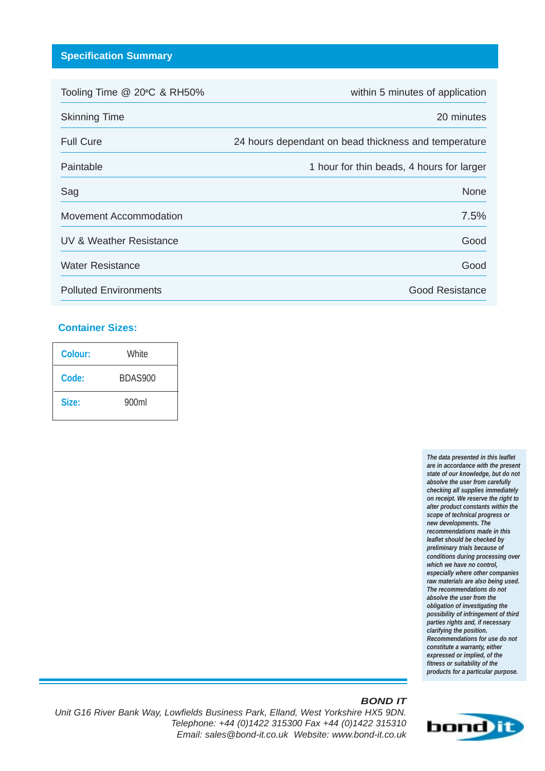## Specification Summary

| | |
|---|---|
| Tooling Time @ 20ºC & RH50% | within 5 minutes of application |
| Skinning Time | 20 minutes |
| Full Cure | 24 hours dependant on bead thickness and temperature |
| Paintable | 1 hour for thin beads, 4 hours for larger |
| Sag | None |
| Movement Accommodation | 7.5% |
| UV & Weather Resistance | Good |
| Water Resistance | Good |
| Polluted Environments | Good Resistance |

### Container Sizes:

| | |
|---|---|
| **Colour:** | White |
| **Code:** | BDAS900 |
| **Size:** | 900ml |

***The data presented in this leaflet are in accordance with the present state of our knowledge, but do not absolve the user from carefully checking all supplies immediately on receipt. We reserve the right to alter product constants within the scope of technical progress or new developments. The recommendations made in this leaflet should be checked by preliminary trials because of conditions during processing over which we have no control, especially where other companies raw materials are also being used. The recommendations do not absolve the user from the obligation of investigating the possibility of infringement of third parties rights and, if necessary clarifying the position. Recommendations for use do not constitute a warranty, either expressed or implied, of the fitness or suitability of the products for a particular purpose.***

***BOND IT***

*Unit G16 River Bank Way, Lowfields Business Park, Elland, West Yorkshire HX5 9DN.*
*Telephone: +44 (0)1422 315300 Fax +44 (0)1422 315310*
*Email: sales@bond-it.co.uk Website: www.bond-it.co.uk*

bond it